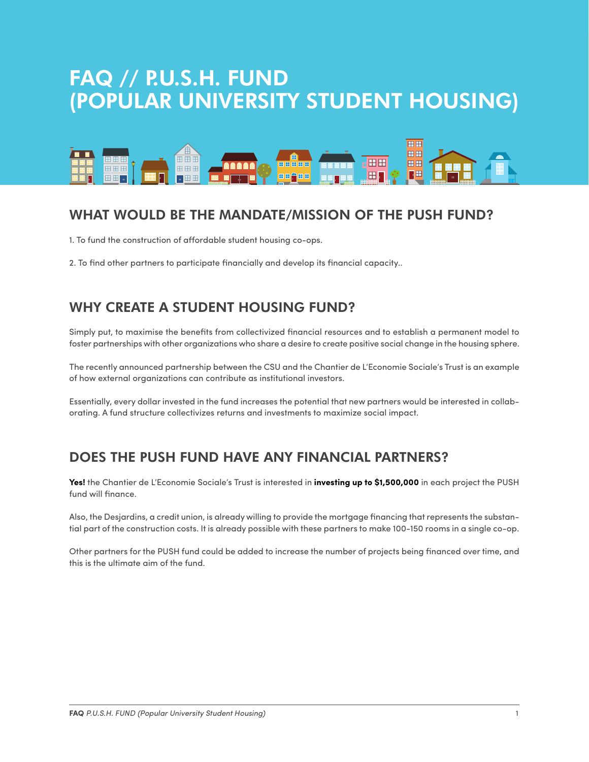# FAQ // P.U.S.H. FUND (POPULAR UNIVERSITY STUDENT HOUSING)

## WHAT WOULD BE THE MANDATE/MISSION OF THE PUSH FUND?

1. To fund the construction of affordable student housing co-ops.

2. To find other partners to participate financially and develop its financial capacity..

## WHY CREATE A STUDENT HOUSING FUND?

Simply put, to maximise the benefits from collectivized financial resources and to establish a permanent model to foster partnerships with other organizations who share a desire to create positive social change in the housing sphere.

The recently announced partnership between the CSU and the Chantier de L'Economie Sociale's Trust is an example of how external organizations can contribute as institutional investors.

Essentially, every dollar invested in the fund increases the potential that new partners would be interested in collaborating. A fund structure collectivizes returns and investments to maximize social impact.

## DOES THE PUSH FUND HAVE ANY FINANCIAL PARTNERS?

**Yes!** the Chantier de L'Economie Sociale's Trust is interested in **investing up to $1,500,000** in each project the PUSH fund will finance.

Also, the Desjardins, a credit union, is already willing to provide the mortgage financing that represents the substantial part of the construction costs. It is already possible with these partners to make 100-150 rooms in a single co-op.

Other partners for the PUSH fund could be added to increase the number of projects being financed over time, and this is the ultimate aim of the fund.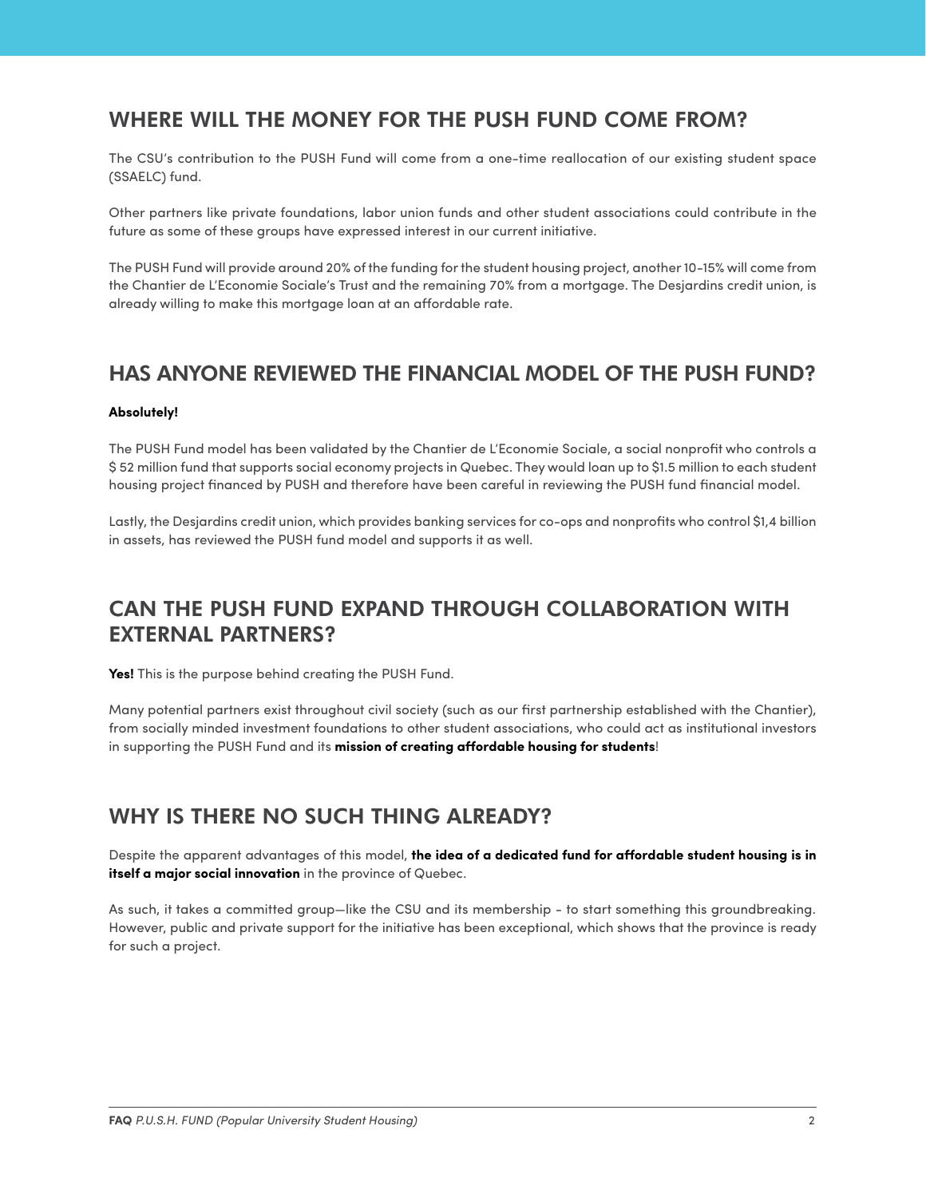## WHERE WILL THE MONEY FOR THE PUSH FUND COME FROM?

The CSU's contribution to the PUSH Fund will come from a one-time reallocation of our existing student space (SSAELC) fund.

Other partners like private foundations, labor union funds and other student associations could contribute in the future as some of these groups have expressed interest in our current initiative.

The PUSH Fund will provide around 20% of the funding for the student housing project, another 10-15% will come from the Chantier de L'Economie Sociale's Trust and the remaining 70% from a mortgage. The Desjardins credit union, is already willing to make this mortgage loan at an affordable rate.

## HAS ANYONE REVIEWED THE FINANCIAL MODEL OF THE PUSH FUND?

**Absolutely!**

The PUSH Fund model has been validated by the Chantier de L'Economie Sociale, a social nonprofit who controls a $ 52 million fund that supports social economy projects in Quebec. They would loan up to $1.5 million to each student housing project financed by PUSH and therefore have been careful in reviewing the PUSH fund financial model.

Lastly, the Desjardins credit union, which provides banking services for co-ops and nonprofits who control $1,4 billion in assets, has reviewed the PUSH fund model and supports it as well.

## CAN THE PUSH FUND EXPAND THROUGH COLLABORATION WITH EXTERNAL PARTNERS?

**Yes!** This is the purpose behind creating the PUSH Fund.

Many potential partners exist throughout civil society (such as our first partnership established with the Chantier), from socially minded investment foundations to other student associations, who could act as institutional investors in supporting the PUSH Fund and its **mission of creating affordable housing for students**!

## WHY IS THERE NO SUCH THING ALREADY?

Despite the apparent advantages of this model, **the idea of a dedicated fund for affordable student housing is in itself a major social innovation** in the province of Quebec.

As such, it takes a committed group—like the CSU and its membership - to start something this groundbreaking. However, public and private support for the initiative has been exceptional, which shows that the province is ready for such a project.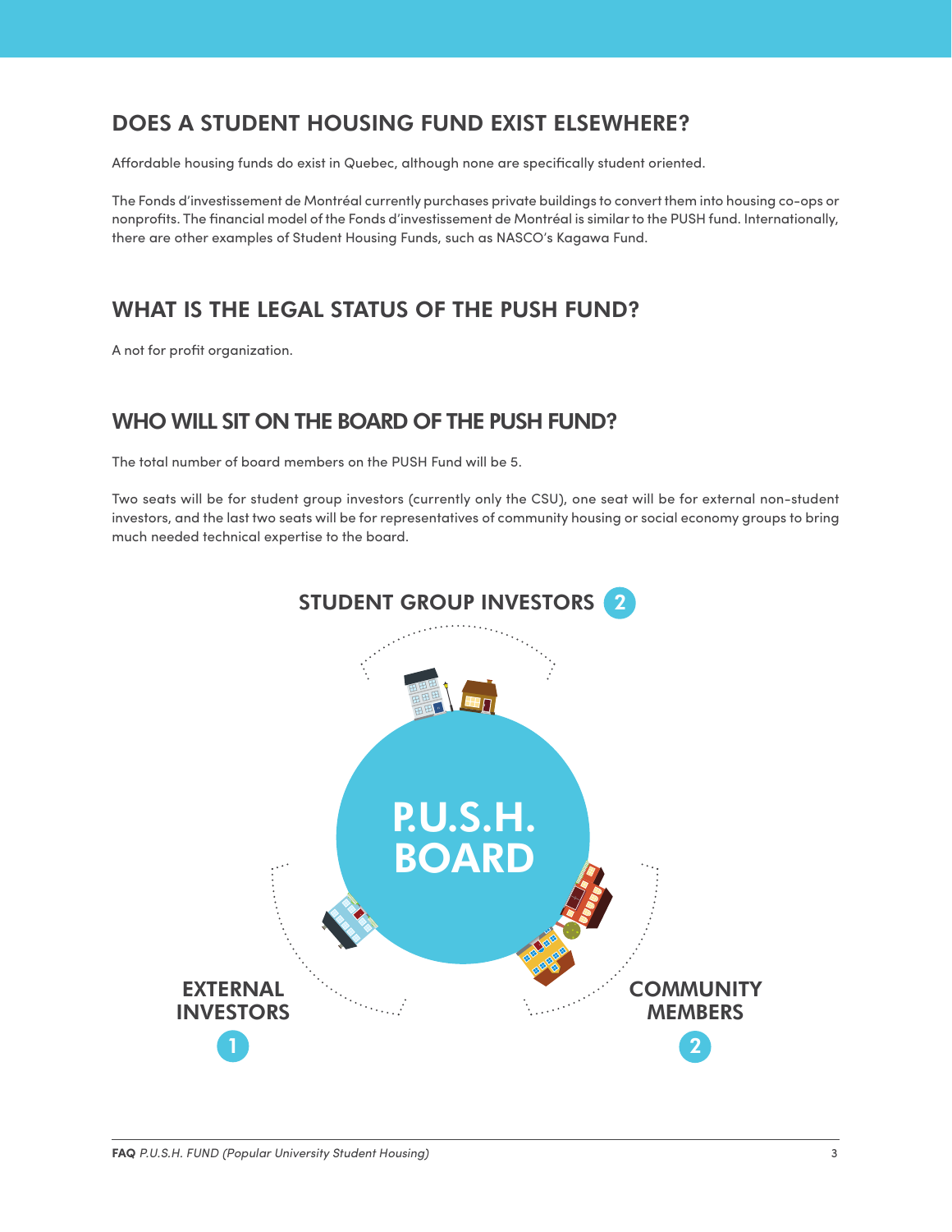## DOES A STUDENT HOUSING FUND EXIST ELSEWHERE?

Affordable housing funds do exist in Quebec, although none are specifically student oriented.

The Fonds d'investissement de Montréal currently purchases private buildings to convert them into housing co-ops or nonprofits. The financial model of the Fonds d'investissement de Montréal is similar to the PUSH fund. Internationally, there are other examples of Student Housing Funds, such as NASCO's Kagawa Fund.

## WHAT IS THE LEGAL STATUS OF THE PUSH FUND?

A not for profit organization.

## WHO WILL SIT ON THE BOARD OF THE PUSH FUND?

The total number of board members on the PUSH Fund will be 5.

Two seats will be for student group investors (currently only the CSU), one seat will be for external non-student investors, and the last two seats will be for representatives of community housing or social economy groups to bring much needed technical expertise to the board.

**STUDENT GROUP INVESTORS** 2

**P.U.S.H. BOARD**

**EXTERNAL INVESTORS** 1

**COMMUNITY MEMBERS** 2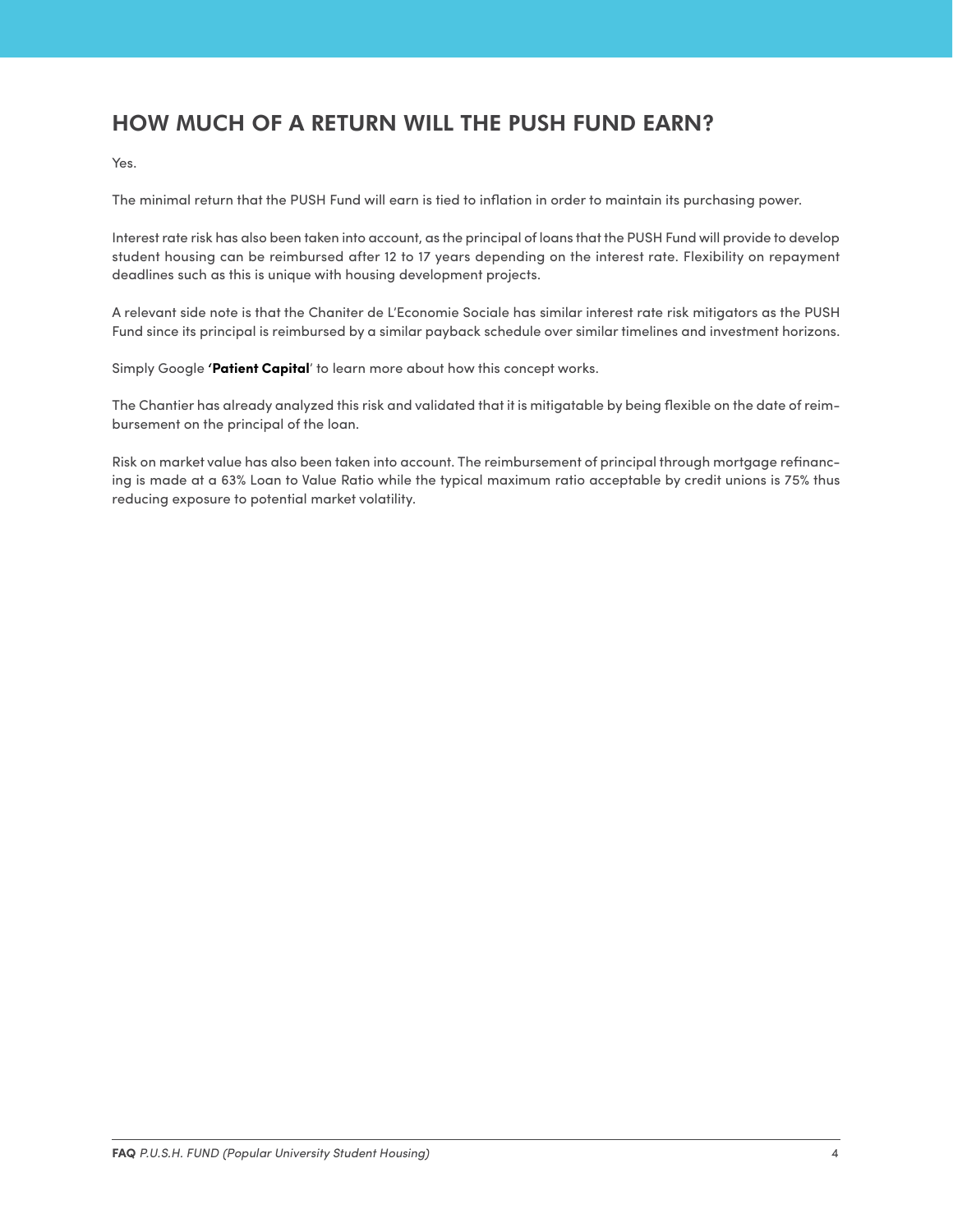## HOW MUCH OF A RETURN WILL THE PUSH FUND EARN?

Yes.

The minimal return that the PUSH Fund will earn is tied to inflation in order to maintain its purchasing power.

Interest rate risk has also been taken into account, as the principal of loans that the PUSH Fund will provide to develop student housing can be reimbursed after 12 to 17 years depending on the interest rate. Flexibility on repayment deadlines such as this is unique with housing development projects.

A relevant side note is that the Chaniter de L'Economie Sociale has similar interest rate risk mitigators as the PUSH Fund since its principal is reimbursed by a similar payback schedule over similar timelines and investment horizons.

Simply Google **'Patient Capital**' to learn more about how this concept works.

The Chantier has already analyzed this risk and validated that it is mitigatable by being flexible on the date of reimbursement on the principal of the loan.

Risk on market value has also been taken into account. The reimbursement of principal through mortgage refinancing is made at a 63% Loan to Value Ratio while the typical maximum ratio acceptable by credit unions is 75% thus reducing exposure to potential market volatility.